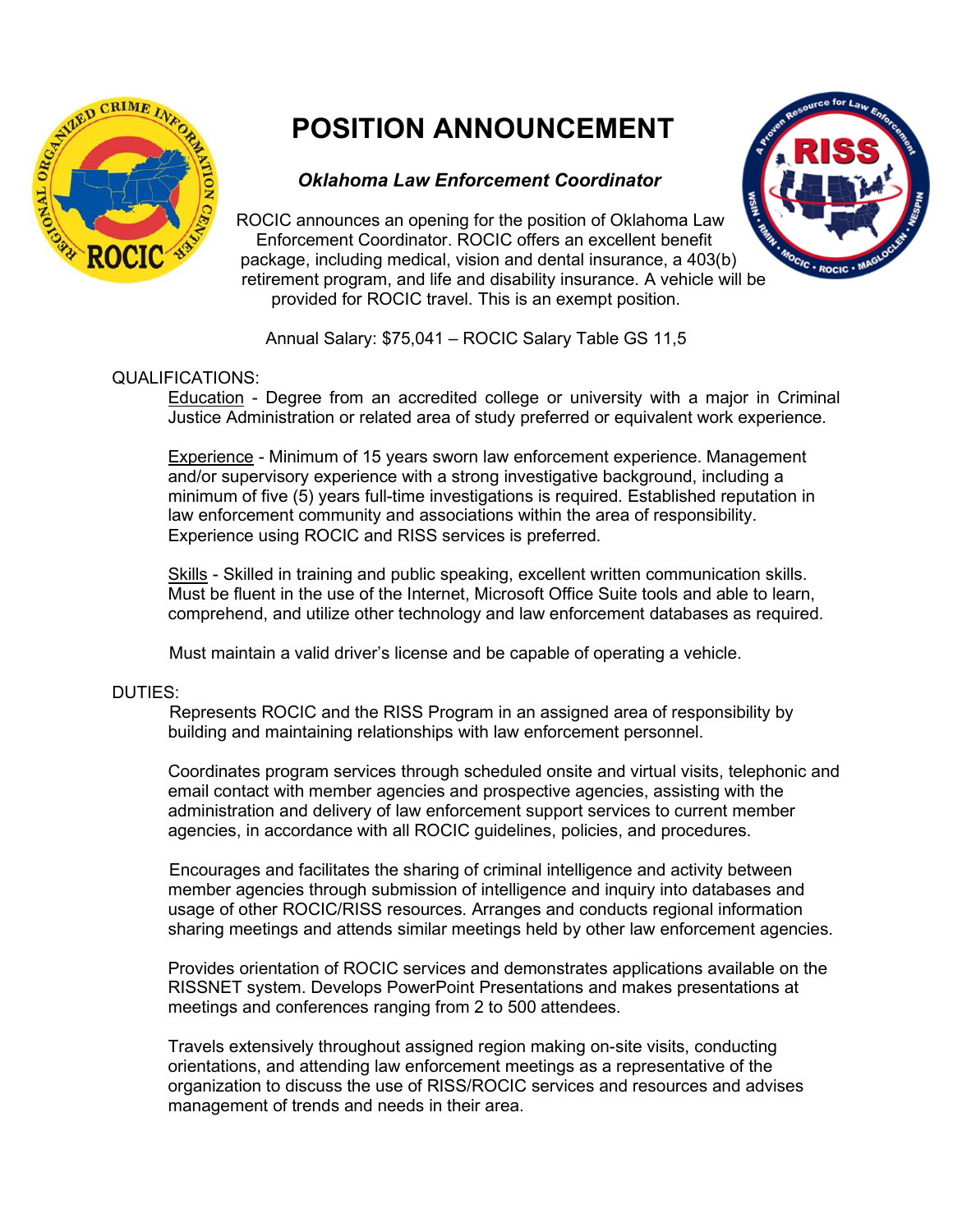# POSITION ANNOUNCEMENT

***Oklahoma Law Enforcement Coordinator***

ROCIC announces an opening for the position of Oklahoma Law Enforcement Coordinator. ROCIC offers an excellent benefit package, including medical, vision and dental insurance, a 403(b) retirement program, and life and disability insurance. A vehicle will be provided for ROCIC travel. This is an exempt position.

Annual Salary: $75,041 – ROCIC Salary Table GS 11,5

QUALIFICATIONS:

Education - Degree from an accredited college or university with a major in Criminal Justice Administration or related area of study preferred or equivalent work experience.

Experience - Minimum of 15 years sworn law enforcement experience. Management and/or supervisory experience with a strong investigative background, including a minimum of five (5) years full-time investigations is required. Established reputation in law enforcement community and associations within the area of responsibility. Experience using ROCIC and RISS services is preferred.

Skills - Skilled in training and public speaking, excellent written communication skills. Must be fluent in the use of the Internet, Microsoft Office Suite tools and able to learn, comprehend, and utilize other technology and law enforcement databases as required.

Must maintain a valid driver's license and be capable of operating a vehicle.

DUTIES:

Represents ROCIC and the RISS Program in an assigned area of responsibility by building and maintaining relationships with law enforcement personnel.

Coordinates program services through scheduled onsite and virtual visits, telephonic and email contact with member agencies and prospective agencies, assisting with the administration and delivery of law enforcement support services to current member agencies, in accordance with all ROCIC guidelines, policies, and procedures.

Encourages and facilitates the sharing of criminal intelligence and activity between member agencies through submission of intelligence and inquiry into databases and usage of other ROCIC/RISS resources. Arranges and conducts regional information sharing meetings and attends similar meetings held by other law enforcement agencies.

Provides orientation of ROCIC services and demonstrates applications available on the RISSNET system. Develops PowerPoint Presentations and makes presentations at meetings and conferences ranging from 2 to 500 attendees.

Travels extensively throughout assigned region making on-site visits, conducting orientations, and attending law enforcement meetings as a representative of the organization to discuss the use of RISS/ROCIC services and resources and advises management of trends and needs in their area.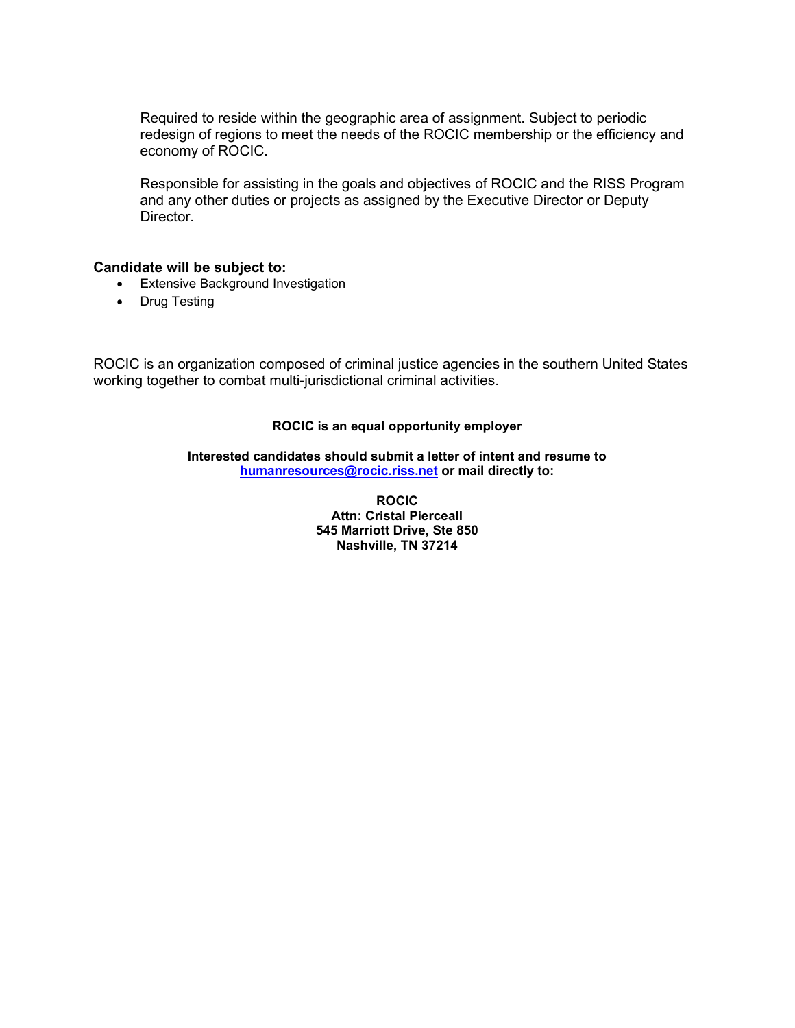Required to reside within the geographic area of assignment. Subject to periodic redesign of regions to meet the needs of the ROCIC membership or the efficiency and economy of ROCIC.

Responsible for assisting in the goals and objectives of ROCIC and the RISS Program and any other duties or projects as assigned by the Executive Director or Deputy Director.

**Candidate will be subject to:**

- Extensive Background Investigation
- Drug Testing

ROCIC is an organization composed of criminal justice agencies in the southern United States working together to combat multi-jurisdictional criminal activities.

**ROCIC is an equal opportunity employer**

**Interested candidates should submit a letter of intent and resume to humanresources@rocic.riss.net or mail directly to:**

**ROCIC**
**Attn: Cristal Pierceall**
**545 Marriott Drive, Ste 850**
**Nashville, TN 37214**